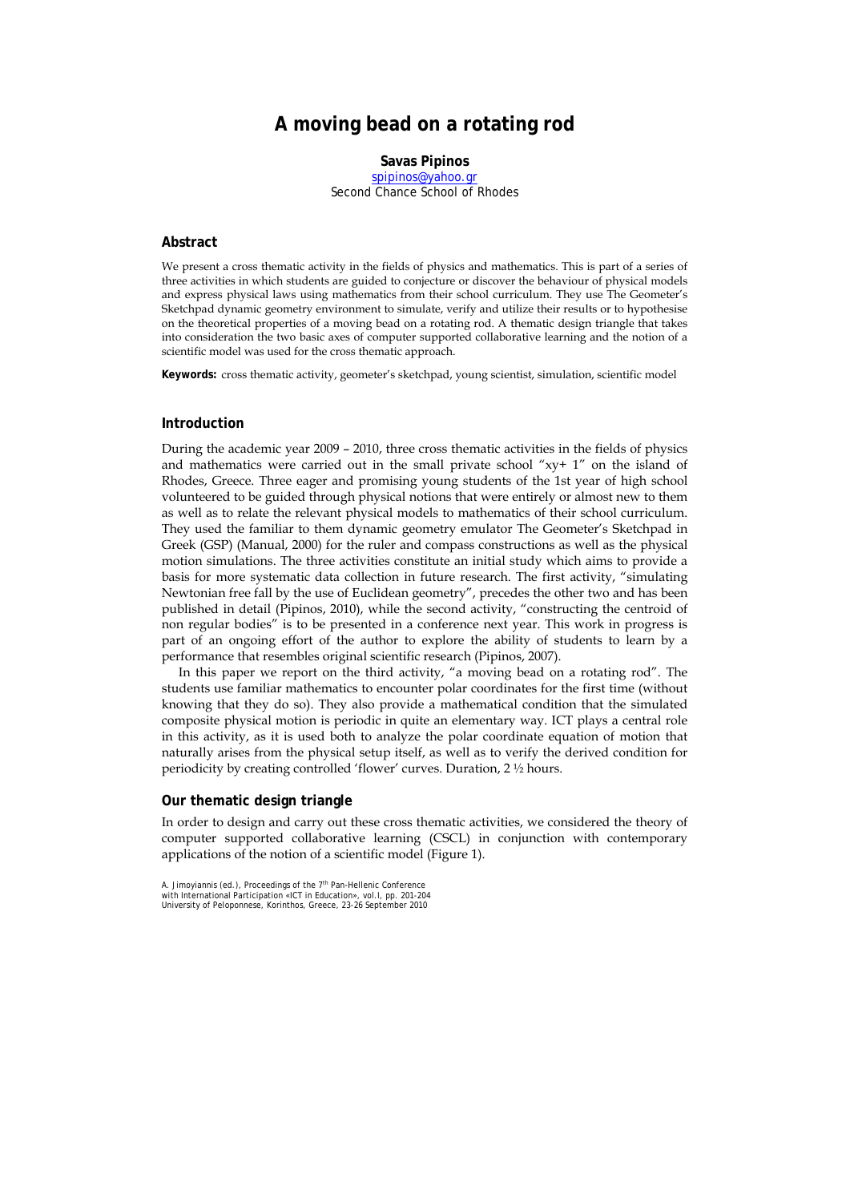# A moving bead on a rotating rod

**Savas Pipinos**
spipinos@yahoo.gr
Second Chance School of Rhodes

## Abstract

We present a cross thematic activity in the fields of physics and mathematics. This is part of a series of three activities in which students are guided to conjecture or discover the behaviour of physical models and express physical laws using mathematics from their school curriculum. They use The Geometer's Sketchpad dynamic geometry environment to simulate, verify and utilize their results or to hypothesise on the theoretical properties of a moving bead on a rotating rod. A thematic design triangle that takes into consideration the two basic axes of computer supported collaborative learning and the notion of a scientific model was used for the cross thematic approach.

**Keywords:** cross thematic activity, geometer's sketchpad, young scientist, simulation, scientific model

## Introduction

During the academic year 2009 – 2010, three cross thematic activities in the fields of physics and mathematics were carried out in the small private school "xy+ 1" on the island of Rhodes, Greece. Three eager and promising young students of the 1st year of high school volunteered to be guided through physical notions that were entirely or almost new to them as well as to relate the relevant physical models to mathematics of their school curriculum. They used the familiar to them dynamic geometry emulator The Geometer's Sketchpad in Greek (GSP) (Manual, 2000) for the ruler and compass constructions as well as the physical motion simulations. The three activities constitute an initial study which aims to provide a basis for more systematic data collection in future research. The first activity, "simulating Newtonian free fall by the use of Euclidean geometry", precedes the other two and has been published in detail (Pipinos, 2010), while the second activity, "constructing the centroid of non regular bodies" is to be presented in a conference next year. This work in progress is part of an ongoing effort of the author to explore the ability of students to learn by a performance that resembles original scientific research (Pipinos, 2007).

In this paper we report on the third activity, "a moving bead on a rotating rod". The students use familiar mathematics to encounter polar coordinates for the first time (without knowing that they do so). They also provide a mathematical condition that the simulated composite physical motion is periodic in quite an elementary way. ICT plays a central role in this activity, as it is used both to analyze the polar coordinate equation of motion that naturally arises from the physical setup itself, as well as to verify the derived condition for periodicity by creating controlled 'flower' curves. Duration, 2 ½ hours.

### Our thematic design triangle

In order to design and carry out these cross thematic activities, we considered the theory of computer supported collaborative learning (CSCL) in conjunction with contemporary applications of the notion of a scientific model (Figure 1).

A. Jimoyiannis (ed.), Proceedings of the 7[th] Pan-Hellenic Conference with International Participation «ICT in Education», vol.I, pp. 201-204
University of Peloponnese, Korinthos, Greece, 23-26 September 2010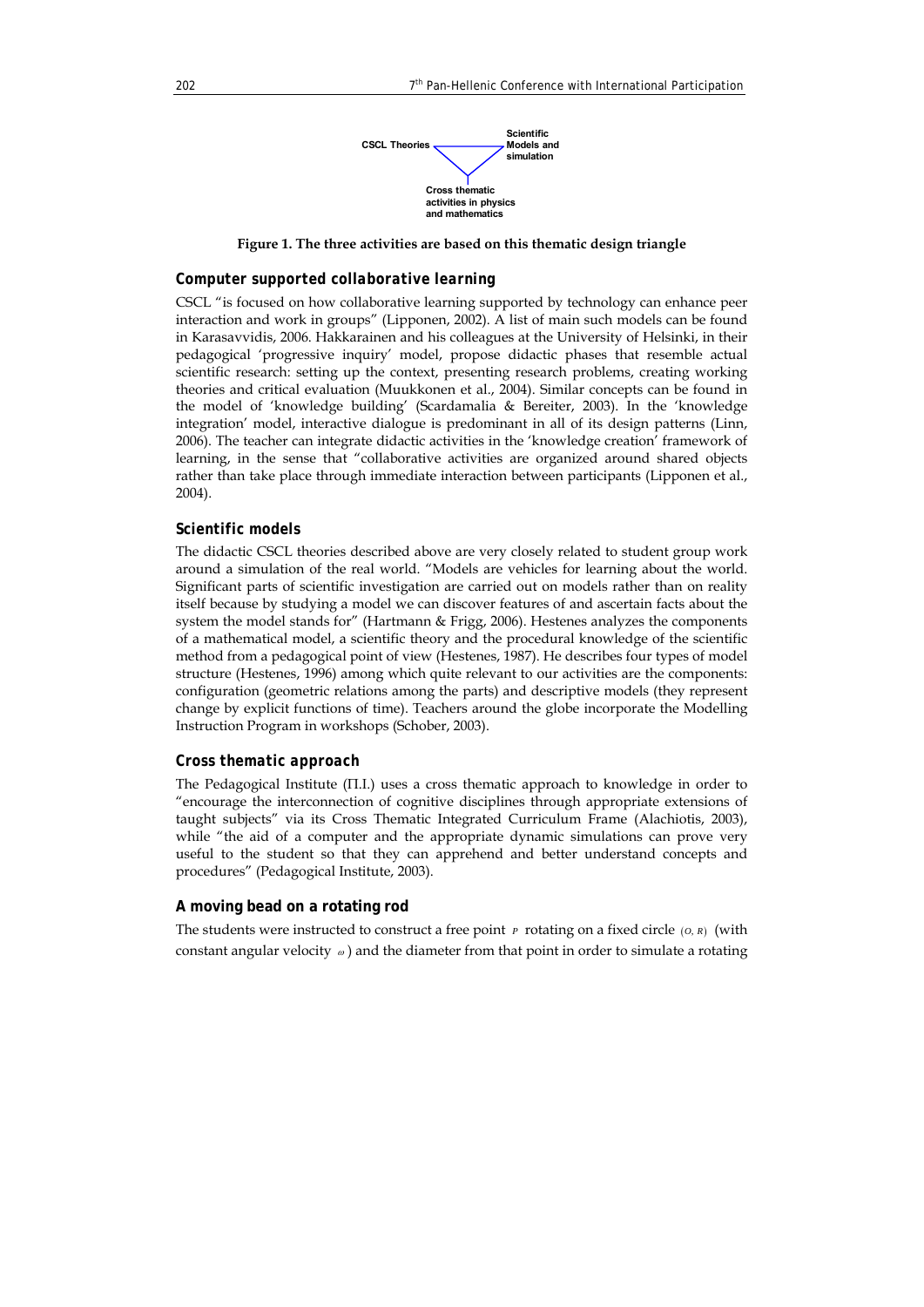CSCL Theories — Scientific Models and simulation — Cross thematic activities in physics and mathematics

**Figure 1. The three activities are based on this thematic design triangle**

### Computer supported collaborative learning

CSCL "is focused on how collaborative learning supported by technology can enhance peer interaction and work in groups" (Lipponen, 2002). A list of main such models can be found in Karasavvidis, 2006. Hakkarainen and his colleagues at the University of Helsinki, in their pedagogical 'progressive inquiry' model, propose didactic phases that resemble actual scientific research: setting up the context, presenting research problems, creating working theories and critical evaluation (Muukkonen et al., 2004). Similar concepts can be found in the model of 'knowledge building' (Scardamalia & Bereiter, 2003). In the 'knowledge integration' model, interactive dialogue is predominant in all of its design patterns (Linn, 2006). The teacher can integrate didactic activities in the 'knowledge creation' framework of learning, in the sense that "collaborative activities are organized around shared objects rather than take place through immediate interaction between participants (Lipponen et al., 2004).

### Scientific models

The didactic CSCL theories described above are very closely related to student group work around a simulation of the real world. "Models are vehicles for learning about the world. Significant parts of scientific investigation are carried out on models rather than on reality itself because by studying a model we can discover features of and ascertain facts about the system the model stands for" (Hartmann & Frigg, 2006). Hestenes analyzes the components of a mathematical model, a scientific theory and the procedural knowledge of the scientific method from a pedagogical point of view (Hestenes, 1987). He describes four types of model structure (Hestenes, 1996) among which quite relevant to our activities are the components: configuration (geometric relations among the parts) and descriptive models (they represent change by explicit functions of time). Teachers around the globe incorporate the Modelling Instruction Program in workshops (Schober, 2003).

### Cross thematic approach

The Pedagogical Institute (Π.Ι.) uses a cross thematic approach to knowledge in order to "encourage the interconnection of cognitive disciplines through appropriate extensions of taught subjects" via its Cross Thematic Integrated Curriculum Frame (Alachiotis, 2003), while "the aid of a computer and the appropriate dynamic simulations can prove very useful to the student so that they can apprehend and better understand concepts and procedures" (Pedagogical Institute, 2003).

### A moving bead on a rotating rod

The students were instructed to construct a free point $P$ rotating on a fixed circle $(O, R)$ (with constant angular velocity $\omega$) and the diameter from that point in order to simulate a rotating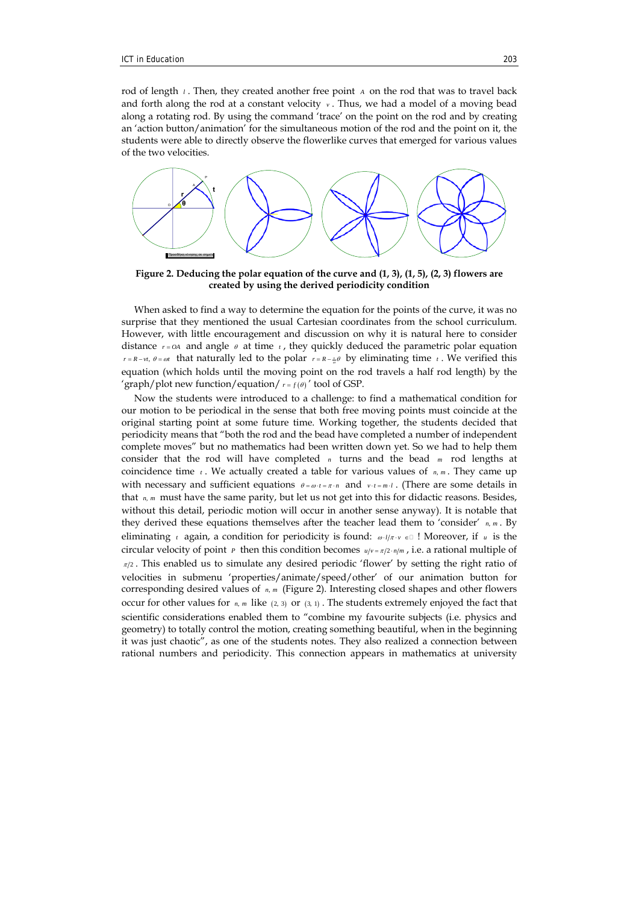rod of length $l$. Then, they created another free point $A$ on the rod that was to travel back and forth along the rod at a constant velocity $v$. Thus, we had a model of a moving bead along a rotating rod. By using the command 'trace' on the point on the rod and by creating an 'action button/animation' for the simultaneous motion of the rod and the point on it, the students were able to directly observe the flowerlike curves that emerged for various values of the two velocities.

**Figure 2. Deducing the polar equation of the curve and (1, 3), (1, 5), (2, 3) flowers are created by using the derived periodicity condition**

When asked to find a way to determine the equation for the points of the curve, it was no surprise that they mentioned the usual Cartesian coordinates from the school curriculum. However, with little encouragement and discussion on why it is natural here to consider distance $r = OA$ and angle $\theta$ at time $t$, they quickly deduced the parametric polar equation $r = R - vt,\ \theta = \omega t$ that naturally led to the polar $r = R - \frac{v}{\omega}\theta$ by eliminating time $t$. We verified this equation (which holds until the moving point on the rod travels a half rod length) by the 'graph/plot new function/equation/ $r = f(\theta)$' tool of GSP.

Now the students were introduced to a challenge: to find a mathematical condition for our motion to be periodical in the sense that both free moving points must coincide at the original starting point at some future time. Working together, the students decided that periodicity means that "both the rod and the bead have completed a number of independent complete moves" but no mathematics had been written down yet. So we had to help them consider that the rod will have completed $n$ turns and the bead $m$ rod lengths at coincidence time $t$. We actually created a table for various values of $n, m$. They came up with necessary and sufficient equations $\theta = \omega \cdot t = \pi \cdot n$ and $v \cdot t = m \cdot l$. (There are some details in that $n, m$ must have the same parity, but let us not get into this for didactic reasons. Besides, without this detail, periodic motion will occur in another sense anyway). It is notable that they derived these equations themselves after the teacher lead them to 'consider' $n, m$. By eliminating $t$ again, a condition for periodicity is found: $\omega \cdot l / \pi \cdot v \in \mathbb{Q}$ ! Moreover, if $u$ is the circular velocity of point $P$ then this condition becomes $u/v = \pi/2 \cdot n/m$, i.e. a rational multiple of $\pi/2$. This enabled us to simulate any desired periodic 'flower' by setting the right ratio of velocities in submenu 'properties/animate/speed/other' of our animation button for corresponding desired values of $n, m$ (Figure 2). Interesting closed shapes and other flowers occur for other values for $n, m$ like $(2, 3)$ or $(3, 1)$. The students extremely enjoyed the fact that scientific considerations enabled them to "combine my favourite subjects (i.e. physics and geometry) to totally control the motion, creating something beautiful, when in the beginning it was just chaotic", as one of the students notes. They also realized a connection between rational numbers and periodicity. This connection appears in mathematics at university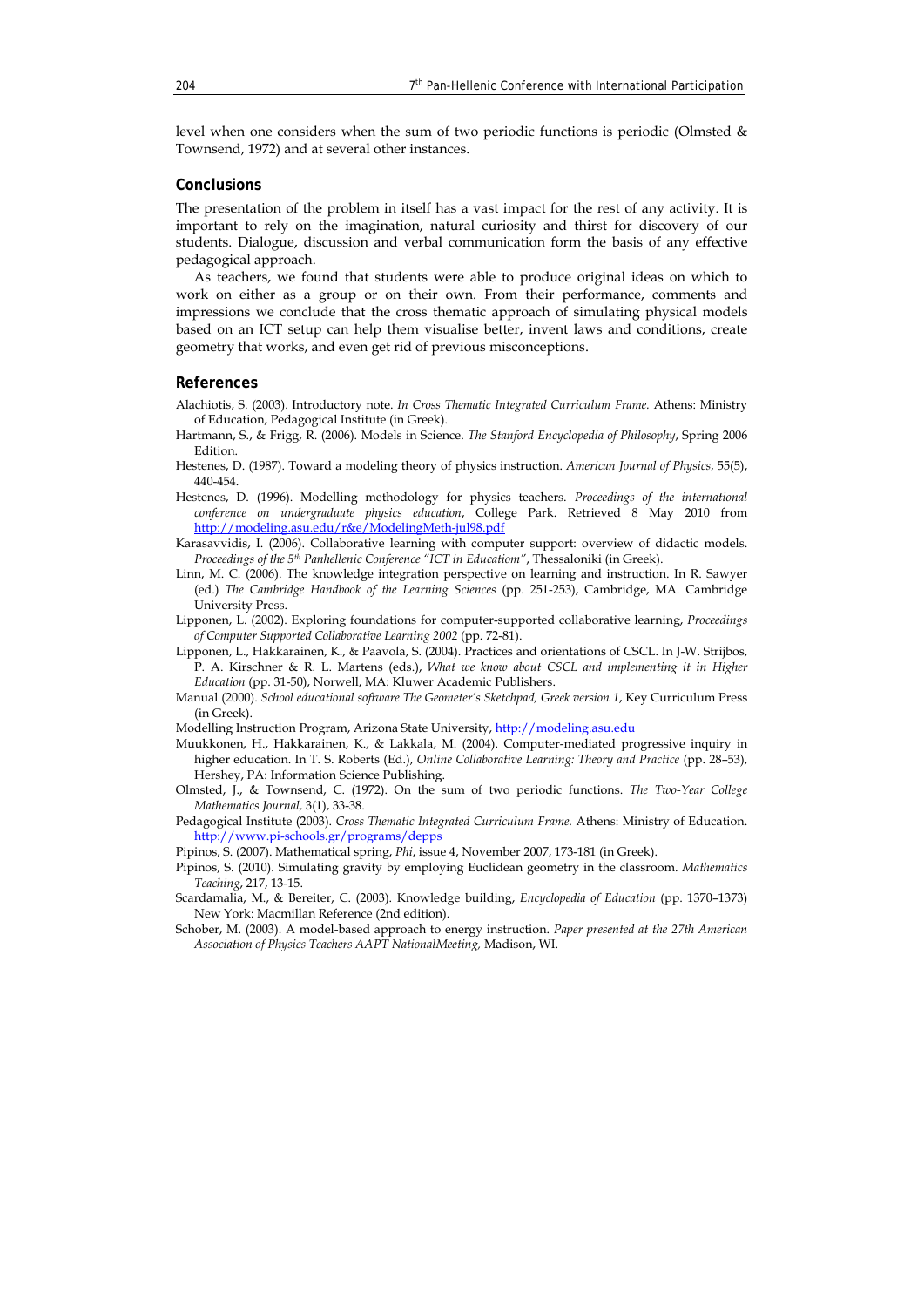level when one considers when the sum of two periodic functions is periodic (Olmsted & Townsend, 1972) and at several other instances.

## Conclusions

The presentation of the problem in itself has a vast impact for the rest of any activity. It is important to rely on the imagination, natural curiosity and thirst for discovery of our students. Dialogue, discussion and verbal communication form the basis of any effective pedagogical approach.

As teachers, we found that students were able to produce original ideas on which to work on either as a group or on their own. From their performance, comments and impressions we conclude that the cross thematic approach of simulating physical models based on an ICT setup can help them visualise better, invent laws and conditions, create geometry that works, and even get rid of previous misconceptions.

## References

Alachiotis, S. (2003). Introductory note. *In Cross Thematic Integrated Curriculum Frame.* Athens: Ministry of Education, Pedagogical Institute (in Greek).

Hartmann, S., & Frigg, R. (2006). Models in Science. *The Stanford Encyclopedia of Philosophy*, Spring 2006 Edition.

Hestenes, D. (1987). Toward a modeling theory of physics instruction. *American Journal of Physics*, 55(5), 440-454.

Hestenes, D. (1996). Modelling methodology for physics teachers. *Proceedings of the international conference on undergraduate physics education*, College Park. Retrieved 8 May 2010 from http://modeling.asu.edu/r&e/ModelingMeth-jul98.pdf

Karasavvidis, I. (2006). Collaborative learning with computer support: overview of didactic models. *Proceedings of the 5th Panhellenic Conference "ICT in Education"*, Thessaloniki (in Greek).

Linn, M. C. (2006). The knowledge integration perspective on learning and instruction. In R. Sawyer (ed.) *The Cambridge Handbook of the Learning Sciences* (pp. 251-253), Cambridge, MA. Cambridge University Press.

Lipponen, L. (2002). Exploring foundations for computer-supported collaborative learning, *Proceedings of Computer Supported Collaborative Learning 2002* (pp. 72-81).

Lipponen, L., Hakkarainen, K., & Paavola, S. (2004). Practices and orientations of CSCL. In J-W. Strijbos, P. A. Kirschner & R. L. Martens (eds.), *What we know about CSCL and implementing it in Higher Education* (pp. 31-50), Norwell, MA: Kluwer Academic Publishers.

Manual (2000). *School educational software The Geometer's Sketchpad, Greek version 1*, Key Curriculum Press (in Greek).

Modelling Instruction Program, Arizona State University, http://modeling.asu.edu

Muukkonen, H., Hakkarainen, K., & Lakkala, M. (2004). Computer-mediated progressive inquiry in higher education. In T. S. Roberts (Ed.), *Online Collaborative Learning: Theory and Practice* (pp. 28–53), Hershey, PA: Information Science Publishing.

Olmsted, J., & Townsend, C. (1972). On the sum of two periodic functions. *The Two-Year College Mathematics Journal,* 3(1), 33-38.

Pedagogical Institute (2003). *Cross Thematic Integrated Curriculum Frame.* Athens: Ministry of Education. http://www.pi-schools.gr/programs/depps

Pipinos, S. (2007). Mathematical spring, *Phi*, issue 4, November 2007, 173-181 (in Greek).

Pipinos, S. (2010). Simulating gravity by employing Euclidean geometry in the classroom. *Mathematics Teaching*, 217, 13-15.

Scardamalia, M., & Bereiter, C. (2003). Knowledge building, *Encyclopedia of Education* (pp. 1370–1373) New York: Macmillan Reference (2nd edition).

Schober, M. (2003). A model-based approach to energy instruction. *Paper presented at the 27th American Association of Physics Teachers AAPT NationalMeeting,* Madison, WI.